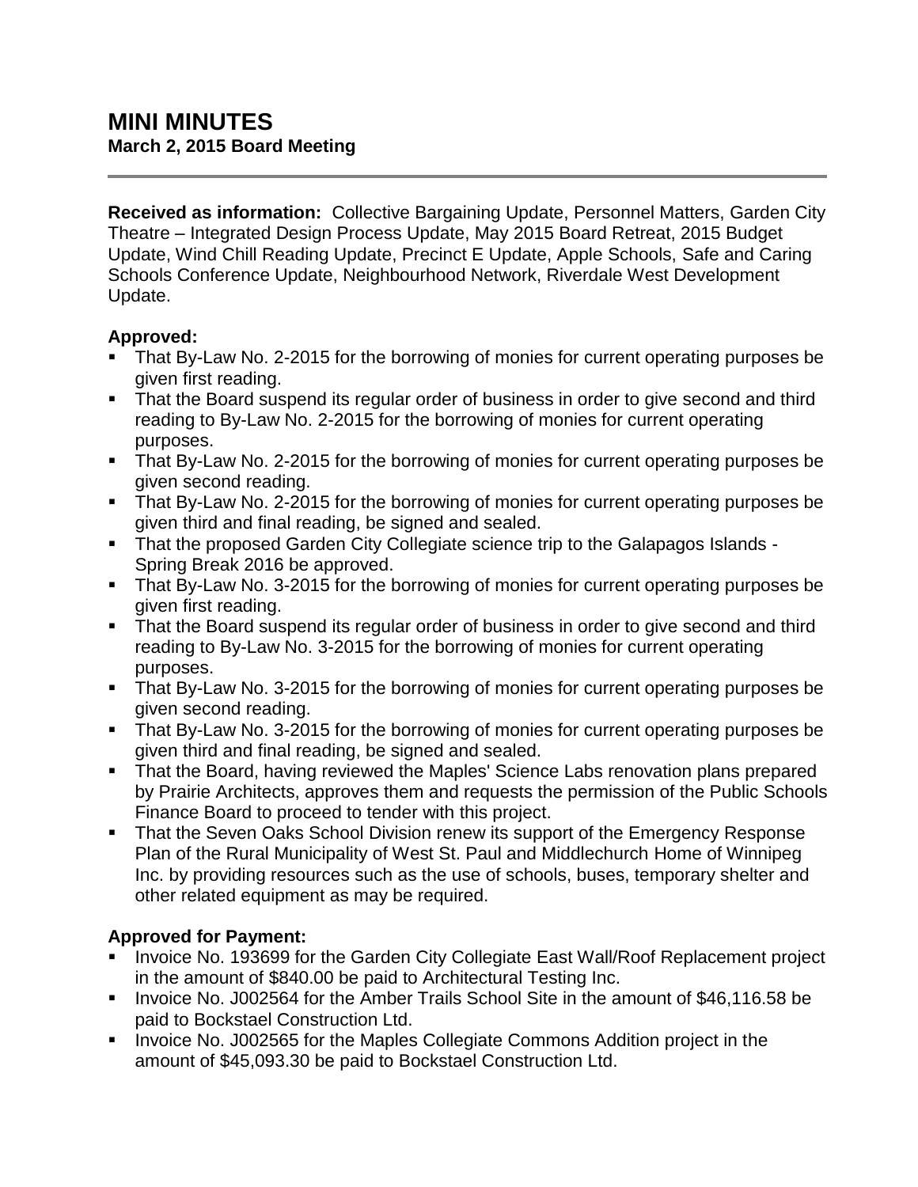# MINI MINUTES

**March 2, 2015 Board Meeting**

**Received as information:** Collective Bargaining Update, Personnel Matters, Garden City Theatre – Integrated Design Process Update, May 2015 Board Retreat, 2015 Budget Update, Wind Chill Reading Update, Precinct E Update, Apple Schools, Safe and Caring Schools Conference Update, Neighbourhood Network, Riverdale West Development Update.

**Approved:**

- That By-Law No. 2-2015 for the borrowing of monies for current operating purposes be given first reading.
- That the Board suspend its regular order of business in order to give second and third reading to By-Law No. 2-2015 for the borrowing of monies for current operating purposes.
- That By-Law No. 2-2015 for the borrowing of monies for current operating purposes be given second reading.
- That By-Law No. 2-2015 for the borrowing of monies for current operating purposes be given third and final reading, be signed and sealed.
- That the proposed Garden City Collegiate science trip to the Galapagos Islands - Spring Break 2016 be approved.
- That By-Law No. 3-2015 for the borrowing of monies for current operating purposes be given first reading.
- That the Board suspend its regular order of business in order to give second and third reading to By-Law No. 3-2015 for the borrowing of monies for current operating purposes.
- That By-Law No. 3-2015 for the borrowing of monies for current operating purposes be given second reading.
- That By-Law No. 3-2015 for the borrowing of monies for current operating purposes be given third and final reading, be signed and sealed.
- That the Board, having reviewed the Maples' Science Labs renovation plans prepared by Prairie Architects, approves them and requests the permission of the Public Schools Finance Board to proceed to tender with this project.
- That the Seven Oaks School Division renew its support of the Emergency Response Plan of the Rural Municipality of West St. Paul and Middlechurch Home of Winnipeg Inc. by providing resources such as the use of schools, buses, temporary shelter and other related equipment as may be required.

**Approved for Payment:**

- Invoice No. 193699 for the Garden City Collegiate East Wall/Roof Replacement project in the amount of $840.00 be paid to Architectural Testing Inc.
- Invoice No. J002564 for the Amber Trails School Site in the amount of $46,116.58 be paid to Bockstael Construction Ltd.
- Invoice No. J002565 for the Maples Collegiate Commons Addition project in the amount of $45,093.30 be paid to Bockstael Construction Ltd.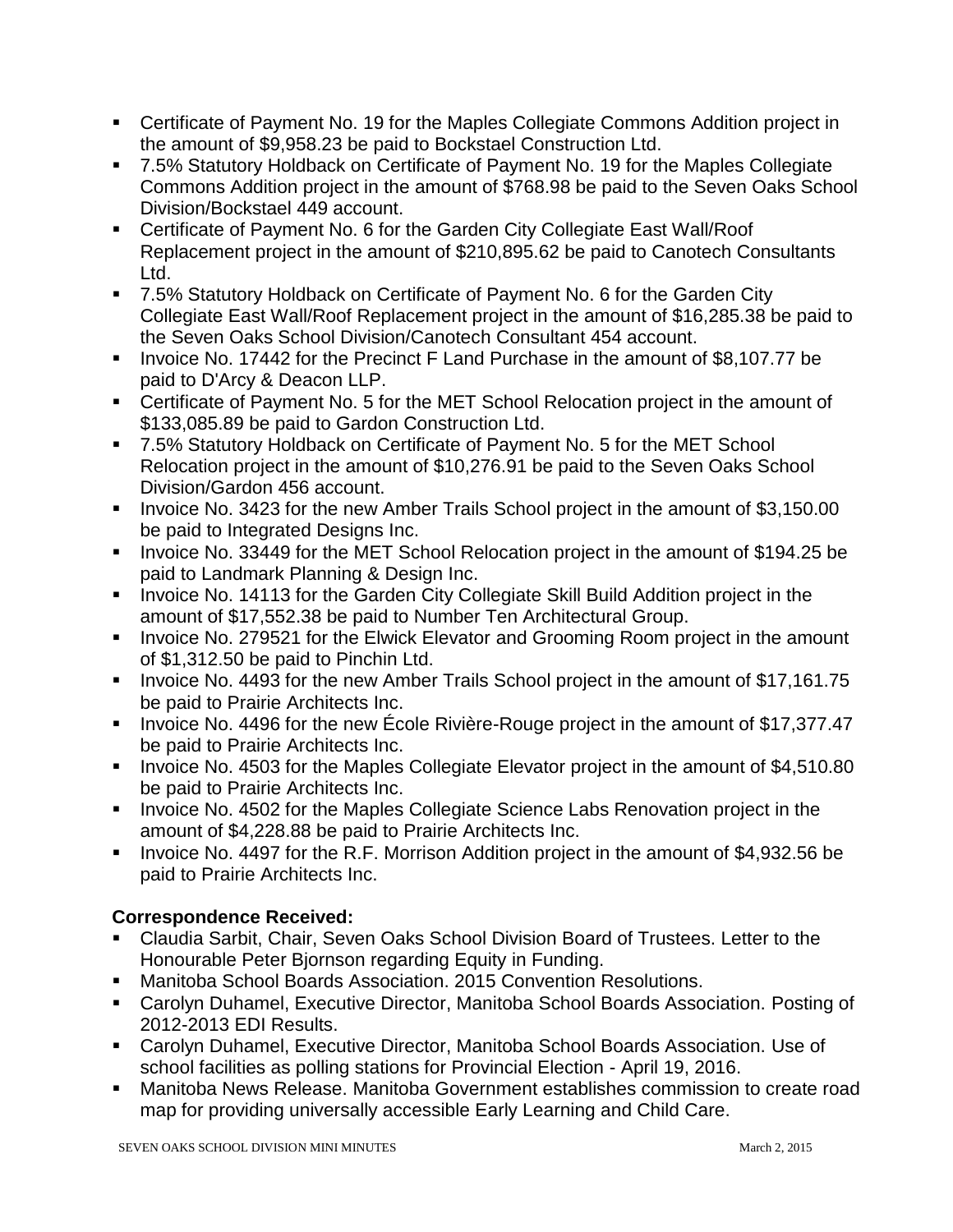- Certificate of Payment No. 19 for the Maples Collegiate Commons Addition project in the amount of $9,958.23 be paid to Bockstael Construction Ltd.
- 7.5% Statutory Holdback on Certificate of Payment No. 19 for the Maples Collegiate Commons Addition project in the amount of $768.98 be paid to the Seven Oaks School Division/Bockstael 449 account.
- Certificate of Payment No. 6 for the Garden City Collegiate East Wall/Roof Replacement project in the amount of $210,895.62 be paid to Canotech Consultants Ltd.
- 7.5% Statutory Holdback on Certificate of Payment No. 6 for the Garden City Collegiate East Wall/Roof Replacement project in the amount of $16,285.38 be paid to the Seven Oaks School Division/Canotech Consultant 454 account.
- Invoice No. 17442 for the Precinct F Land Purchase in the amount of $8,107.77 be paid to D'Arcy & Deacon LLP.
- Certificate of Payment No. 5 for the MET School Relocation project in the amount of $133,085.89 be paid to Gardon Construction Ltd.
- 7.5% Statutory Holdback on Certificate of Payment No. 5 for the MET School Relocation project in the amount of $10,276.91 be paid to the Seven Oaks School Division/Gardon 456 account.
- Invoice No. 3423 for the new Amber Trails School project in the amount of $3,150.00 be paid to Integrated Designs Inc.
- Invoice No. 33449 for the MET School Relocation project in the amount of $194.25 be paid to Landmark Planning & Design Inc.
- Invoice No. 14113 for the Garden City Collegiate Skill Build Addition project in the amount of $17,552.38 be paid to Number Ten Architectural Group.
- Invoice No. 279521 for the Elwick Elevator and Grooming Room project in the amount of $1,312.50 be paid to Pinchin Ltd.
- Invoice No. 4493 for the new Amber Trails School project in the amount of $17,161.75 be paid to Prairie Architects Inc.
- Invoice No. 4496 for the new École Rivière-Rouge project in the amount of $17,377.47 be paid to Prairie Architects Inc.
- Invoice No. 4503 for the Maples Collegiate Elevator project in the amount of $4,510.80 be paid to Prairie Architects Inc.
- Invoice No. 4502 for the Maples Collegiate Science Labs Renovation project in the amount of $4,228.88 be paid to Prairie Architects Inc.
- Invoice No. 4497 for the R.F. Morrison Addition project in the amount of $4,932.56 be paid to Prairie Architects Inc.

**Correspondence Received:**

- Claudia Sarbit, Chair, Seven Oaks School Division Board of Trustees. Letter to the Honourable Peter Bjornson regarding Equity in Funding.
- Manitoba School Boards Association. 2015 Convention Resolutions.
- Carolyn Duhamel, Executive Director, Manitoba School Boards Association. Posting of 2012-2013 EDI Results.
- Carolyn Duhamel, Executive Director, Manitoba School Boards Association. Use of school facilities as polling stations for Provincial Election - April 19, 2016.
- Manitoba News Release. Manitoba Government establishes commission to create road map for providing universally accessible Early Learning and Child Care.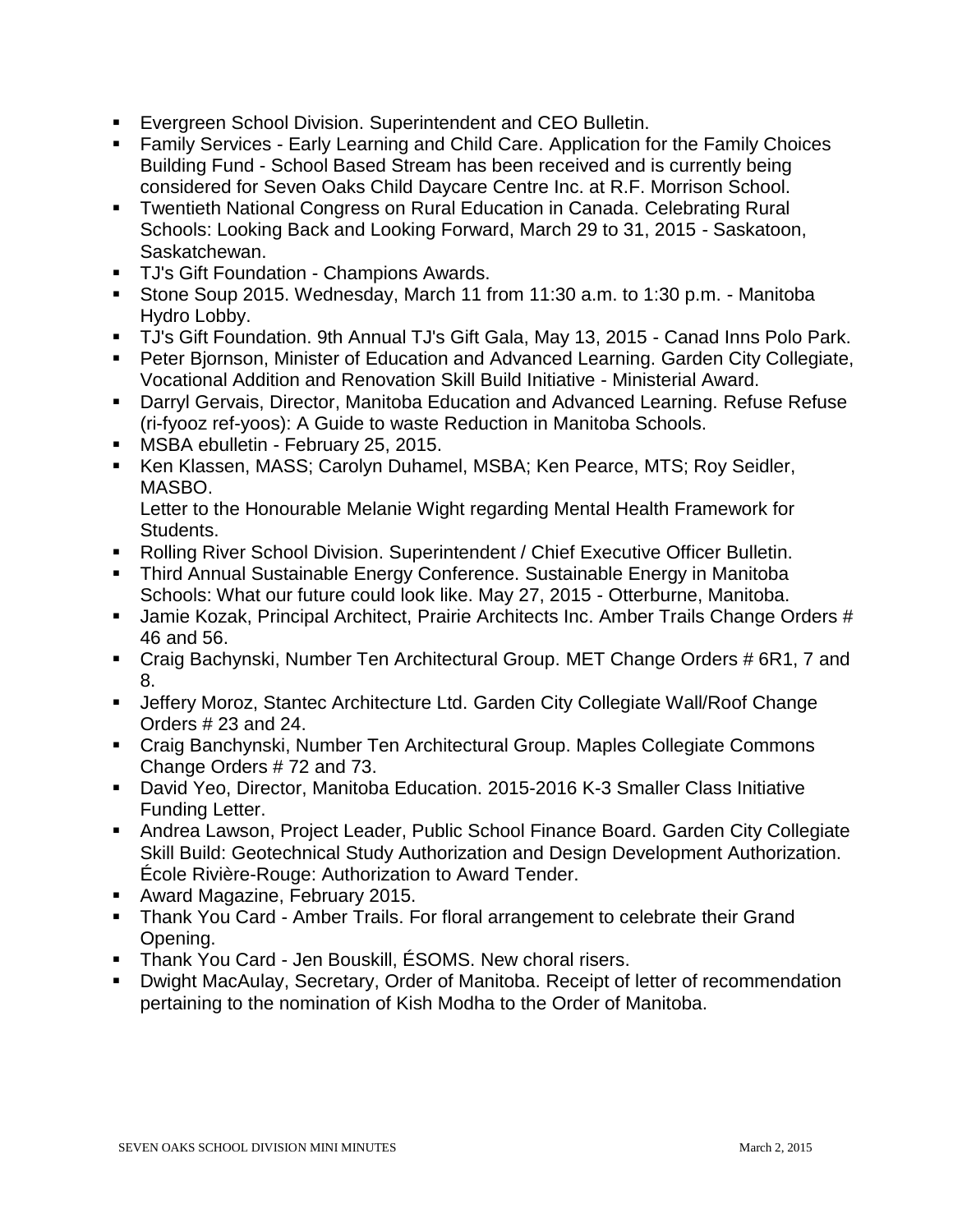- Evergreen School Division. Superintendent and CEO Bulletin.
- Family Services - Early Learning and Child Care. Application for the Family Choices Building Fund - School Based Stream has been received and is currently being considered for Seven Oaks Child Daycare Centre Inc. at R.F. Morrison School.
- Twentieth National Congress on Rural Education in Canada. Celebrating Rural Schools: Looking Back and Looking Forward, March 29 to 31, 2015 - Saskatoon, Saskatchewan.
- TJ's Gift Foundation - Champions Awards.
- Stone Soup 2015. Wednesday, March 11 from 11:30 a.m. to 1:30 p.m. - Manitoba Hydro Lobby.
- TJ's Gift Foundation. 9th Annual TJ's Gift Gala, May 13, 2015 - Canad Inns Polo Park.
- Peter Bjornson, Minister of Education and Advanced Learning. Garden City Collegiate, Vocational Addition and Renovation Skill Build Initiative - Ministerial Award.
- Darryl Gervais, Director, Manitoba Education and Advanced Learning. Refuse Refuse (ri-fyooz ref-yoos): A Guide to waste Reduction in Manitoba Schools.
- MSBA ebulletin - February 25, 2015.
- Ken Klassen, MASS; Carolyn Duhamel, MSBA; Ken Pearce, MTS; Roy Seidler, MASBO.
  Letter to the Honourable Melanie Wight regarding Mental Health Framework for Students.
- Rolling River School Division. Superintendent / Chief Executive Officer Bulletin.
- Third Annual Sustainable Energy Conference. Sustainable Energy in Manitoba Schools: What our future could look like. May 27, 2015 - Otterburne, Manitoba.
- Jamie Kozak, Principal Architect, Prairie Architects Inc. Amber Trails Change Orders # 46 and 56.
- Craig Bachynski, Number Ten Architectural Group. MET Change Orders # 6R1, 7 and 8.
- Jeffery Moroz, Stantec Architecture Ltd. Garden City Collegiate Wall/Roof Change Orders # 23 and 24.
- Craig Banchynski, Number Ten Architectural Group. Maples Collegiate Commons Change Orders # 72 and 73.
- David Yeo, Director, Manitoba Education. 2015-2016 K-3 Smaller Class Initiative Funding Letter.
- Andrea Lawson, Project Leader, Public School Finance Board. Garden City Collegiate Skill Build: Geotechnical Study Authorization and Design Development Authorization. École Rivière-Rouge: Authorization to Award Tender.
- Award Magazine, February 2015.
- Thank You Card - Amber Trails. For floral arrangement to celebrate their Grand Opening.
- Thank You Card - Jen Bouskill, ÉSOMS. New choral risers.
- Dwight MacAulay, Secretary, Order of Manitoba. Receipt of letter of recommendation pertaining to the nomination of Kish Modha to the Order of Manitoba.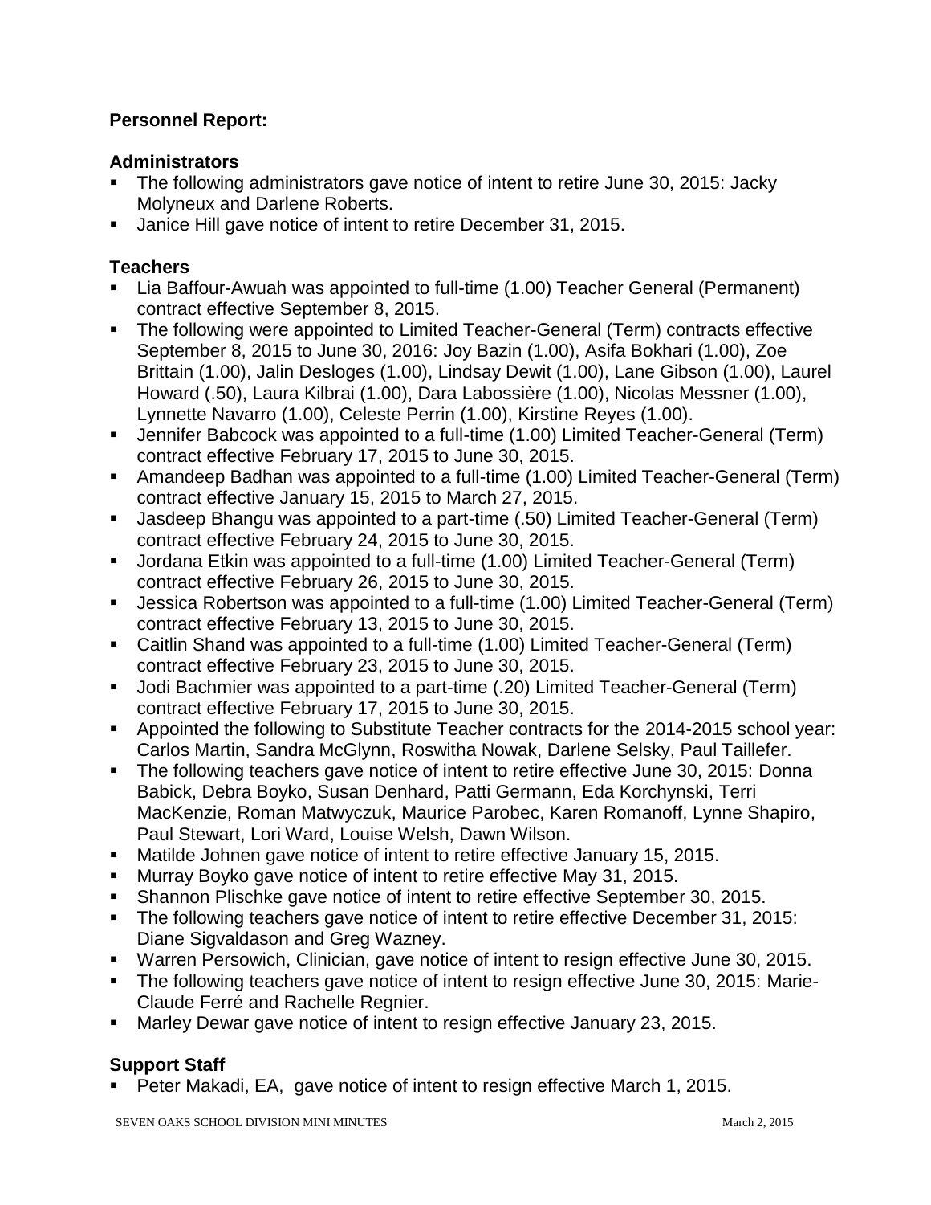**Personnel Report:**

**Administrators**

- The following administrators gave notice of intent to retire June 30, 2015: Jacky Molyneux and Darlene Roberts.
- Janice Hill gave notice of intent to retire December 31, 2015.

**Teachers**

- Lia Baffour-Awuah was appointed to full-time (1.00) Teacher General (Permanent) contract effective September 8, 2015.
- The following were appointed to Limited Teacher-General (Term) contracts effective September 8, 2015 to June 30, 2016: Joy Bazin (1.00), Asifa Bokhari (1.00), Zoe Brittain (1.00), Jalin Desloges (1.00), Lindsay Dewit (1.00), Lane Gibson (1.00), Laurel Howard (.50), Laura Kilbrai (1.00), Dara Labossière (1.00), Nicolas Messner (1.00), Lynnette Navarro (1.00), Celeste Perrin (1.00), Kirstine Reyes (1.00).
- Jennifer Babcock was appointed to a full-time (1.00) Limited Teacher-General (Term) contract effective February 17, 2015 to June 30, 2015.
- Amandeep Badhan was appointed to a full-time (1.00) Limited Teacher-General (Term) contract effective January 15, 2015 to March 27, 2015.
- Jasdeep Bhangu was appointed to a part-time (.50) Limited Teacher-General (Term) contract effective February 24, 2015 to June 30, 2015.
- Jordana Etkin was appointed to a full-time (1.00) Limited Teacher-General (Term) contract effective February 26, 2015 to June 30, 2015.
- Jessica Robertson was appointed to a full-time (1.00) Limited Teacher-General (Term) contract effective February 13, 2015 to June 30, 2015.
- Caitlin Shand was appointed to a full-time (1.00) Limited Teacher-General (Term) contract effective February 23, 2015 to June 30, 2015.
- Jodi Bachmier was appointed to a part-time (.20) Limited Teacher-General (Term) contract effective February 17, 2015 to June 30, 2015.
- Appointed the following to Substitute Teacher contracts for the 2014-2015 school year: Carlos Martin, Sandra McGlynn, Roswitha Nowak, Darlene Selsky, Paul Taillefer.
- The following teachers gave notice of intent to retire effective June 30, 2015: Donna Babick, Debra Boyko, Susan Denhard, Patti Germann, Eda Korchynski, Terri MacKenzie, Roman Matwyczuk, Maurice Parobec, Karen Romanoff, Lynne Shapiro, Paul Stewart, Lori Ward, Louise Welsh, Dawn Wilson.
- Matilde Johnen gave notice of intent to retire effective January 15, 2015.
- Murray Boyko gave notice of intent to retire effective May 31, 2015.
- Shannon Plischke gave notice of intent to retire effective September 30, 2015.
- The following teachers gave notice of intent to retire effective December 31, 2015: Diane Sigvaldason and Greg Wazney.
- Warren Persowich, Clinician, gave notice of intent to resign effective June 30, 2015.
- The following teachers gave notice of intent to resign effective June 30, 2015: Marie-Claude Ferré and Rachelle Regnier.
- Marley Dewar gave notice of intent to resign effective January 23, 2015.

**Support Staff**

- Peter Makadi, EA, gave notice of intent to resign effective March 1, 2015.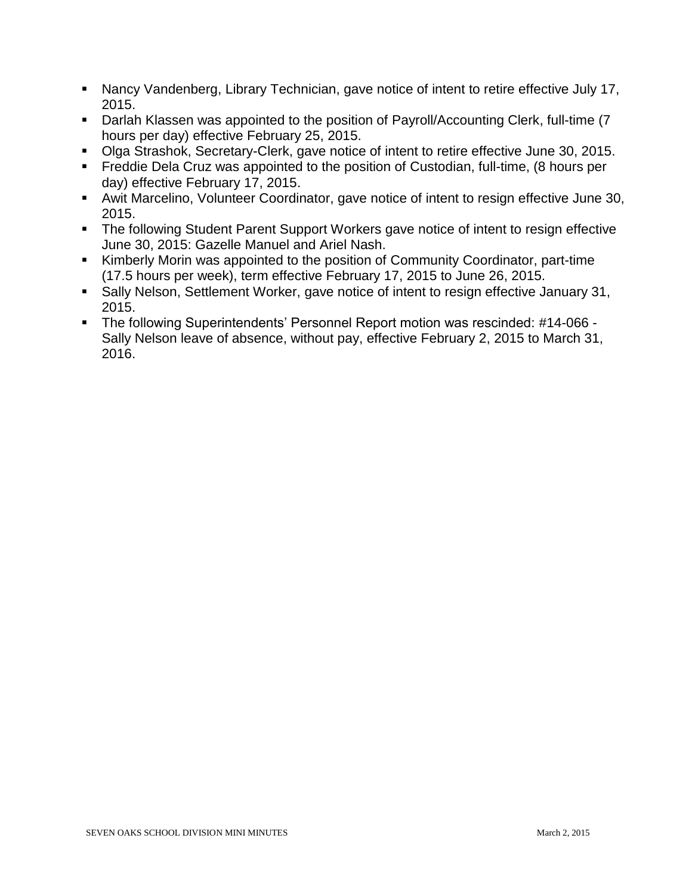- Nancy Vandenberg, Library Technician, gave notice of intent to retire effective July 17, 2015.
- Darlah Klassen was appointed to the position of Payroll/Accounting Clerk, full-time (7 hours per day) effective February 25, 2015.
- Olga Strashok, Secretary-Clerk, gave notice of intent to retire effective June 30, 2015.
- Freddie Dela Cruz was appointed to the position of Custodian, full-time, (8 hours per day) effective February 17, 2015.
- Awit Marcelino, Volunteer Coordinator, gave notice of intent to resign effective June 30, 2015.
- The following Student Parent Support Workers gave notice of intent to resign effective June 30, 2015: Gazelle Manuel and Ariel Nash.
- Kimberly Morin was appointed to the position of Community Coordinator, part-time (17.5 hours per week), term effective February 17, 2015 to June 26, 2015.
- Sally Nelson, Settlement Worker, gave notice of intent to resign effective January 31, 2015.
- The following Superintendents' Personnel Report motion was rescinded: #14-066 - Sally Nelson leave of absence, without pay, effective February 2, 2015 to March 31, 2016.